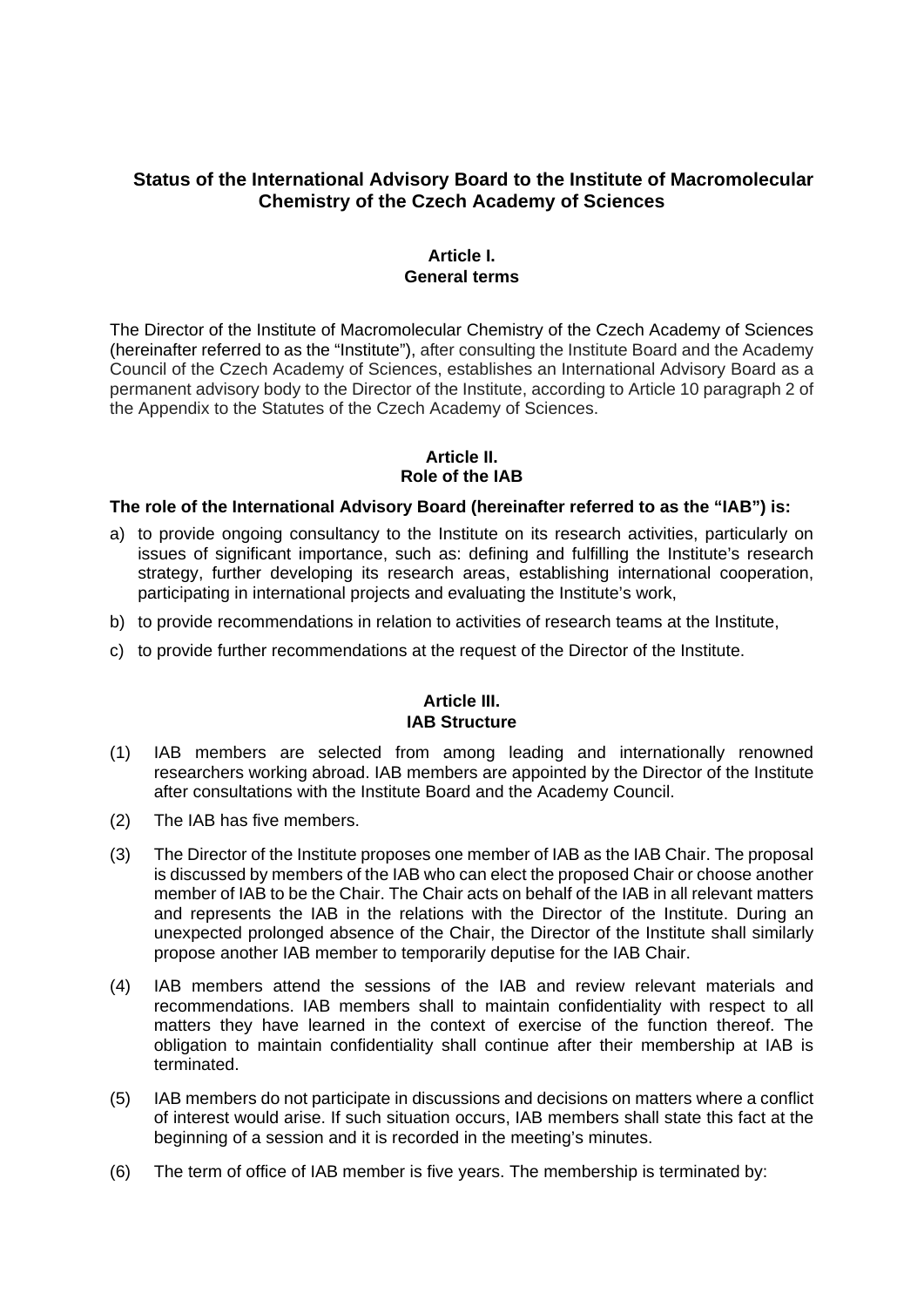# Status of the International Advisory Board to the Institute of Macromolecular Chemistry of the Czech Academy of Sciences

## Article I.
## General terms

The Director of the Institute of Macromolecular Chemistry of the Czech Academy of Sciences (hereinafter referred to as the "Institute"), after consulting the Institute Board and the Academy Council of the Czech Academy of Sciences, establishes an International Advisory Board as a permanent advisory body to the Director of the Institute, according to Article 10 paragraph 2 of the Appendix to the Statutes of the Czech Academy of Sciences.

## Article II.
## Role of the IAB

**The role of the International Advisory Board (hereinafter referred to as the "IAB") is:**

a) to provide ongoing consultancy to the Institute on its research activities, particularly on issues of significant importance, such as: defining and fulfilling the Institute's research strategy, further developing its research areas, establishing international cooperation, participating in international projects and evaluating the Institute's work,

b) to provide recommendations in relation to activities of research teams at the Institute,

c) to provide further recommendations at the request of the Director of the Institute.

## Article III.
## IAB Structure

(1) IAB members are selected from among leading and internationally renowned researchers working abroad. IAB members are appointed by the Director of the Institute after consultations with the Institute Board and the Academy Council.

(2) The IAB has five members.

(3) The Director of the Institute proposes one member of IAB as the IAB Chair. The proposal is discussed by members of the IAB who can elect the proposed Chair or choose another member of IAB to be the Chair. The Chair acts on behalf of the IAB in all relevant matters and represents the IAB in the relations with the Director of the Institute. During an unexpected prolonged absence of the Chair, the Director of the Institute shall similarly propose another IAB member to temporarily deputise for the IAB Chair.

(4) IAB members attend the sessions of the IAB and review relevant materials and recommendations. IAB members shall to maintain confidentiality with respect to all matters they have learned in the context of exercise of the function thereof. The obligation to maintain confidentiality shall continue after their membership at IAB is terminated.

(5) IAB members do not participate in discussions and decisions on matters where a conflict of interest would arise. If such situation occurs, IAB members shall state this fact at the beginning of a session and it is recorded in the meeting's minutes.

(6) The term of office of IAB member is five years. The membership is terminated by: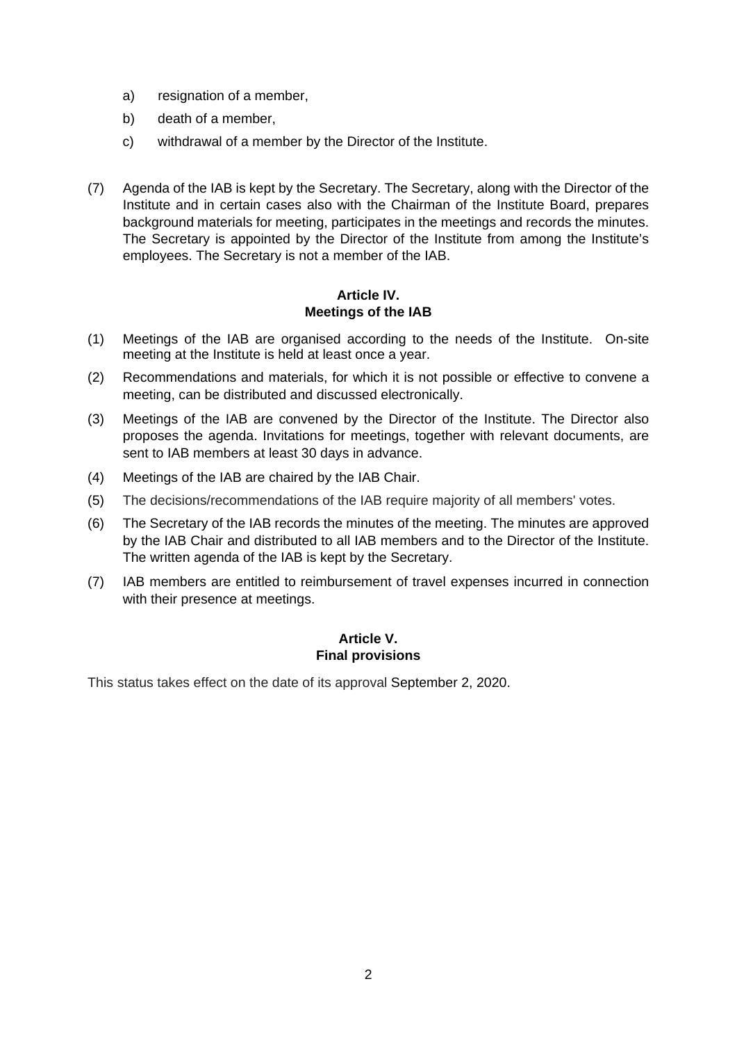a) resignation of a member,

b) death of a member,

c) withdrawal of a member by the Director of the Institute.

(7) Agenda of the IAB is kept by the Secretary. The Secretary, along with the Director of the Institute and in certain cases also with the Chairman of the Institute Board, prepares background materials for meeting, participates in the meetings and records the minutes. The Secretary is appointed by the Director of the Institute from among the Institute's employees. The Secretary is not a member of the IAB.

**Article IV.**
**Meetings of the IAB**

(1) Meetings of the IAB are organised according to the needs of the Institute. On-site meeting at the Institute is held at least once a year.

(2) Recommendations and materials, for which it is not possible or effective to convene a meeting, can be distributed and discussed electronically.

(3) Meetings of the IAB are convened by the Director of the Institute. The Director also proposes the agenda. Invitations for meetings, together with relevant documents, are sent to IAB members at least 30 days in advance.

(4) Meetings of the IAB are chaired by the IAB Chair.

(5) The decisions/recommendations of the IAB require majority of all members' votes.

(6) The Secretary of the IAB records the minutes of the meeting. The minutes are approved by the IAB Chair and distributed to all IAB members and to the Director of the Institute. The written agenda of the IAB is kept by the Secretary.

(7) IAB members are entitled to reimbursement of travel expenses incurred in connection with their presence at meetings.

**Article V.**
**Final provisions**

This status takes effect on the date of its approval September 2, 2020.